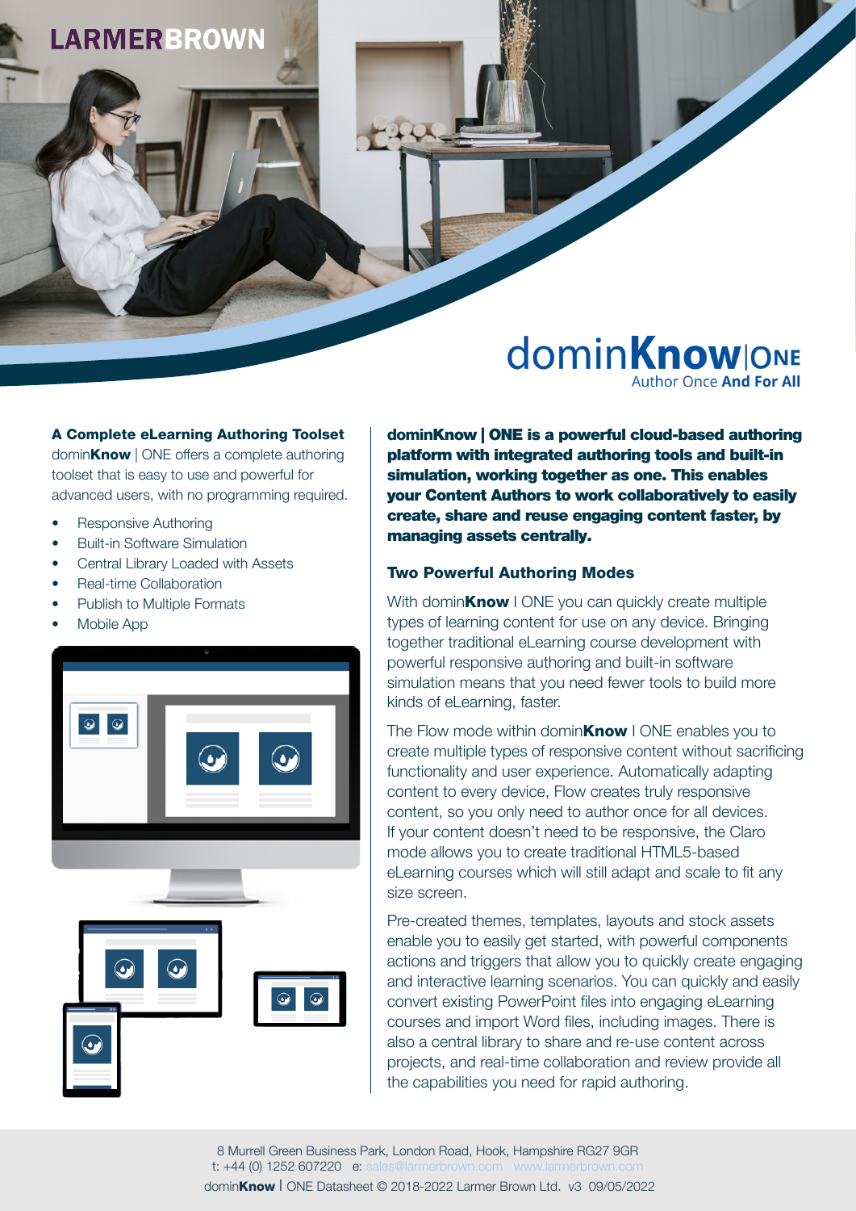LARMERBROWN

# dominKnow|ONE

Author Once And For All

## A Complete eLearning Authoring Toolset

domin**Know** | ONE offers a complete authoring toolset that is easy to use and powerful for advanced users, with no programming required.

- Responsive Authoring
- Built-in Software Simulation
- Central Library Loaded with Assets
- Real-time Collaboration
- Publish to Multiple Formats
- Mobile App

**dominKnow | ONE is a powerful cloud-based authoring platform with integrated authoring tools and built-in simulation, working together as one. This enables your Content Authors to work collaboratively to easily create, share and reuse engaging content faster, by managing assets centrally.**

## Two Powerful Authoring Modes

With domin**Know** I ONE you can quickly create multiple types of learning content for use on any device. Bringing together traditional eLearning course development with powerful responsive authoring and built-in software simulation means that you need fewer tools to build more kinds of eLearning, faster.

The Flow mode within domin**Know** I ONE enables you to create multiple types of responsive content without sacrificing functionality and user experience. Automatically adapting content to every device, Flow creates truly responsive content, so you only need to author once for all devices. If your content doesn't need to be responsive, the Claro mode allows you to create traditional HTML5-based eLearning courses which will still adapt and scale to fit any size screen.

Pre-created themes, templates, layouts and stock assets enable you to easily get started, with powerful components actions and triggers that allow you to quickly create engaging and interactive learning scenarios. You can quickly and easily convert existing PowerPoint files into engaging eLearning courses and import Word files, including images. There is also a central library to share and re-use content across projects, and real-time collaboration and review provide all the capabilities you need for rapid authoring.

8 Murrell Green Business Park, London Road, Hook, Hampshire RG27 9GR
t: +44 (0) 1252 607220 e: sales@larmerbrown.com www.larmerbrown.com
domin**Know** I ONE Datasheet © 2018-2022 Larmer Brown Ltd. v3 09/05/2022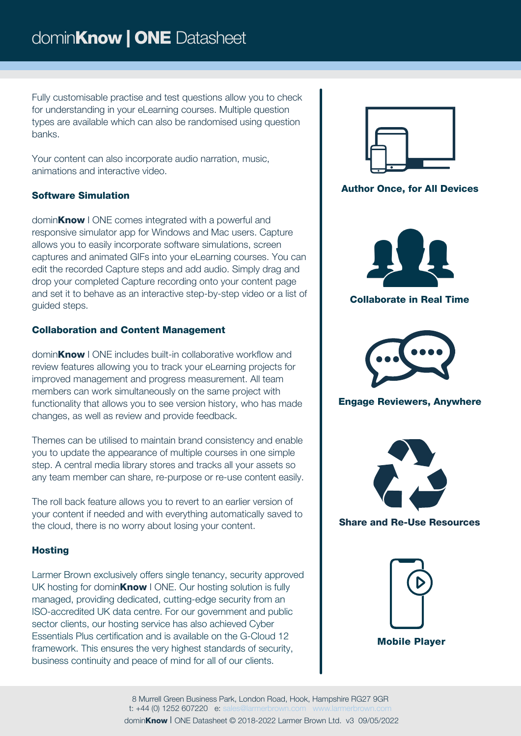Fully customisable practise and test questions allow you to check for understanding in your eLearning courses. Multiple question types are available which can also be randomised using question banks.

Your content can also incorporate audio narration, music, animations and interactive video.

### Software Simulation

domin**Know** | ONE comes integrated with a powerful and responsive simulator app for Windows and Mac users. Capture allows you to easily incorporate software simulations, screen captures and animated GIFs into your eLearning courses. You can edit the recorded Capture steps and add audio. Simply drag and drop your completed Capture recording onto your content page and set it to behave as an interactive step-by-step video or a list of guided steps.

### Collaboration and Content Management

domin**Know** | ONE includes built-in collaborative workflow and review features allowing you to track your eLearning projects for improved management and progress measurement. All team members can work simultaneously on the same project with functionality that allows you to see version history, who has made changes, as well as review and provide feedback.

Themes can be utilised to maintain brand consistency and enable you to update the appearance of multiple courses in one simple step. A central media library stores and tracks all your assets so any team member can share, re-purpose or re-use content easily.

The roll back feature allows you to revert to an earlier version of your content if needed and with everything automatically saved to the cloud, there is no worry about losing your content.

### Hosting

Larmer Brown exclusively offers single tenancy, security approved UK hosting for domin**Know** | ONE. Our hosting solution is fully managed, providing dedicated, cutting-edge security from an ISO-accredited UK data centre. For our government and public sector clients, our hosting service has also achieved Cyber Essentials Plus certification and is available on the G-Cloud 12 framework. This ensures the very highest standards of security, business continuity and peace of mind for all of our clients.

**Author Once, for All Devices**

**Collaborate in Real Time**

**Engage Reviewers, Anywhere**

**Share and Re-Use Resources**

**Mobile Player**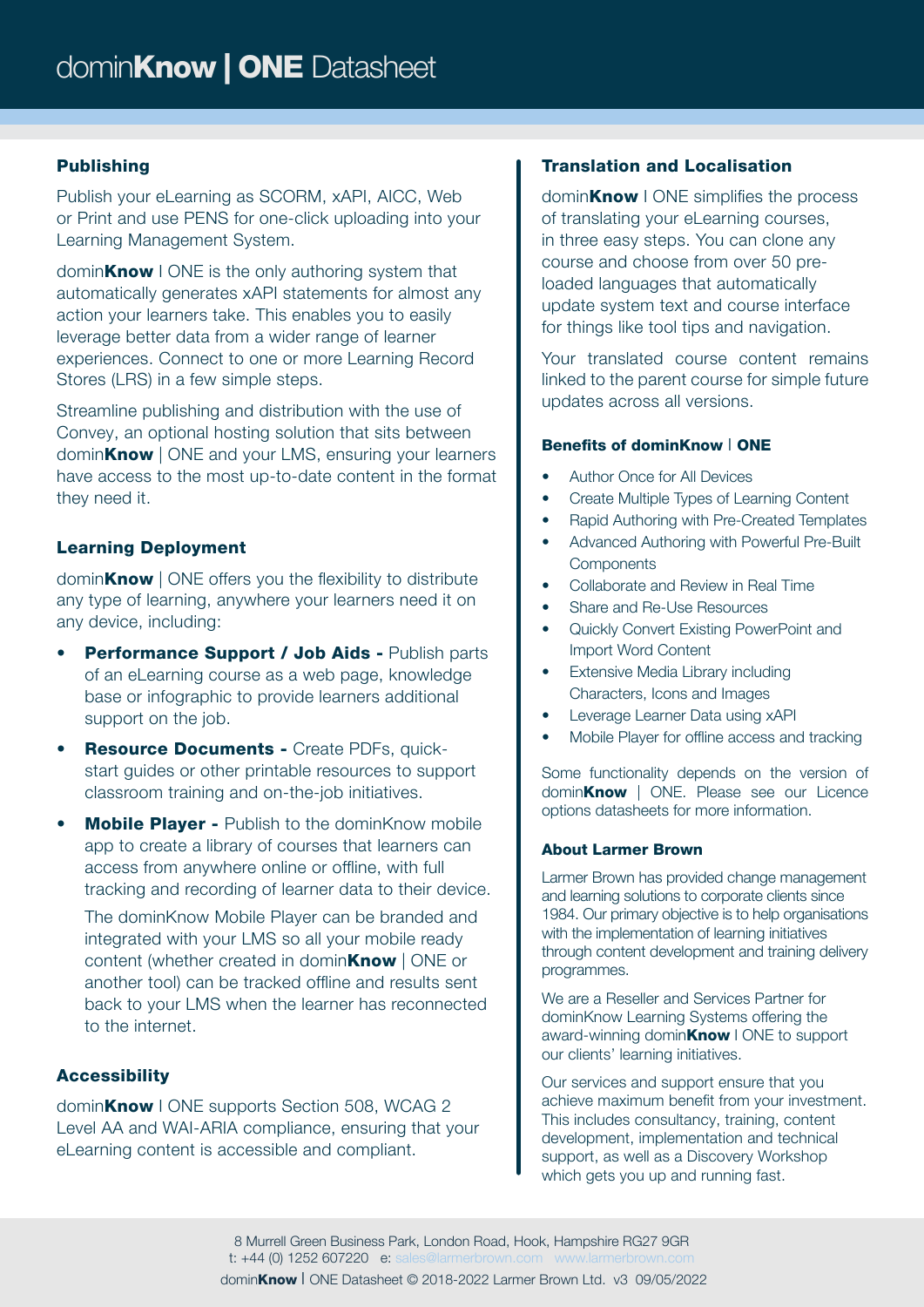# domin**Know** | **ONE** Datasheet

### Publishing

Publish your eLearning as SCORM, xAPI, AICC, Web or Print and use PENS for one-click uploading into your Learning Management System.

domin**Know** | ONE is the only authoring system that automatically generates xAPI statements for almost any action your learners take. This enables you to easily leverage better data from a wider range of learner experiences. Connect to one or more Learning Record Stores (LRS) in a few simple steps.

Streamline publishing and distribution with the use of Convey, an optional hosting solution that sits between domin**Know** | ONE and your LMS, ensuring your learners have access to the most up-to-date content in the format they need it.

### Learning Deployment

domin**Know** | ONE offers you the flexibility to distribute any type of learning, anywhere your learners need it on any device, including:

- **Performance Support / Job Aids -** Publish parts of an eLearning course as a web page, knowledge base or infographic to provide learners additional support on the job.
- **Resource Documents -** Create PDFs, quick-start guides or other printable resources to support classroom training and on-the-job initiatives.
- **Mobile Player -** Publish to the dominKnow mobile app to create a library of courses that learners can access from anywhere online or offline, with full tracking and recording of learner data to their device.

  The dominKnow Mobile Player can be branded and integrated with your LMS so all your mobile ready content (whether created in domin**Know** | ONE or another tool) can be tracked offline and results sent back to your LMS when the learner has reconnected to the internet.

### Accessibility

domin**Know** | ONE supports Section 508, WCAG 2 Level AA and WAI-ARIA compliance, ensuring that your eLearning content is accessible and compliant.

### Translation and Localisation

domin**Know** | ONE simplifies the process of translating your eLearning courses, in three easy steps. You can clone any course and choose from over 50 pre-loaded languages that automatically update system text and course interface for things like tool tips and navigation.

Your translated course content remains linked to the parent course for simple future updates across all versions.

#### Benefits of dominKnow | ONE

- Author Once for All Devices
- Create Multiple Types of Learning Content
- Rapid Authoring with Pre-Created Templates
- Advanced Authoring with Powerful Pre-Built Components
- Collaborate and Review in Real Time
- Share and Re-Use Resources
- Quickly Convert Existing PowerPoint and Import Word Content
- Extensive Media Library including Characters, Icons and Images
- Leverage Learner Data using xAPI
- Mobile Player for offline access and tracking

Some functionality depends on the version of domin**Know** | ONE. Please see our Licence options datasheets for more information.

#### About Larmer Brown

Larmer Brown has provided change management and learning solutions to corporate clients since 1984. Our primary objective is to help organisations with the implementation of learning initiatives through content development and training delivery programmes.

We are a Reseller and Services Partner for dominKnow Learning Systems offering the award-winning domin**Know** | ONE to support our clients' learning initiatives.

Our services and support ensure that you achieve maximum benefit from your investment. This includes consultancy, training, content development, implementation and technical support, as well as a Discovery Workshop which gets you up and running fast.

8 Murrell Green Business Park, London Road, Hook, Hampshire RG27 9GR
t: +44 (0) 1252 607220 e: sales@larmerbrown.com www.larmerbrown.com

domin**Know** | ONE Datasheet © 2018-2022 Larmer Brown Ltd. v3 09/05/2022